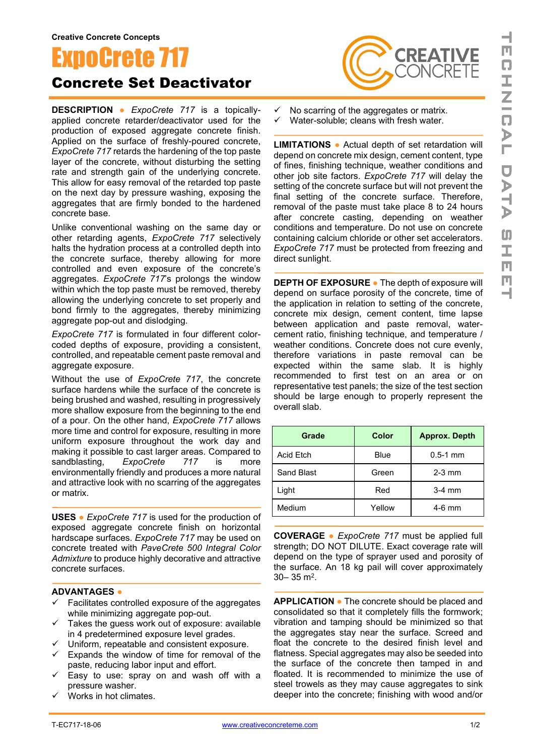Creative Concrete Concepts

# ExpoCrete 717

## Concrete Set Deactivator

**DESCRIPTION** ● *ExpoCrete 717* is a topically-applied concrete retarder/deactivator used for the production of exposed aggregate concrete finish. Applied on the surface of freshly-poured concrete, *ExpoCrete 717* retards the hardening of the top paste layer of the concrete, without disturbing the setting rate and strength gain of the underlying concrete. This allow for easy removal of the retarded top paste on the next day by pressure washing, exposing the aggregates that are firmly bonded to the hardened concrete base.

Unlike conventional washing on the same day or other retarding agents, *ExpoCrete 717* selectively halts the hydration process at a controlled depth into the concrete surface, thereby allowing for more controlled and even exposure of the concrete's aggregates. *ExpoCrete 717*'s prolongs the window within which the top paste must be removed, thereby allowing the underlying concrete to set properly and bond firmly to the aggregates, thereby minimizing aggregate pop-out and dislodging.

*ExpoCrete 717* is formulated in four different color-coded depths of exposure, providing a consistent, controlled, and repeatable cement paste removal and aggregate exposure.

Without the use of *ExpoCrete 717*, the concrete surface hardens while the surface of the concrete is being brushed and washed, resulting in progressively more shallow exposure from the beginning to the end of a pour. On the other hand, *ExpoCrete 717* allows more time and control for exposure, resulting in more uniform exposure throughout the work day and making it possible to cast larger areas. Compared to sandblasting, *ExpoCrete 717* is more environmentally friendly and produces a more natural and attractive look with no scarring of the aggregates or matrix.

**USES** ● *ExpoCrete 717* is used for the production of exposed aggregate concrete finish on horizontal hardscape surfaces. *ExpoCrete 717* may be used on concrete treated with *PaveCrete 500 Integral Color Admixture* to produce highly decorative and attractive concrete surfaces.

**ADVANTAGES** ●

- ✓ Facilitates controlled exposure of the aggregates while minimizing aggregate pop-out.
- ✓ Takes the guess work out of exposure: available in 4 predetermined exposure level grades.
- ✓ Uniform, repeatable and consistent exposure.
- ✓ Expands the window of time for removal of the paste, reducing labor input and effort.
- ✓ Easy to use: spray on and wash off with a pressure washer.
- ✓ Works in hot climates.
- ✓ No scarring of the aggregates or matrix.
- ✓ Water-soluble; cleans with fresh water.

**LIMITATIONS** ● Actual depth of set retardation will depend on concrete mix design, cement content, type of fines, finishing technique, weather conditions and other job site factors. *ExpoCrete 717* will delay the setting of the concrete surface but will not prevent the final setting of the concrete surface. Therefore, removal of the paste must take place 8 to 24 hours after concrete casting, depending on weather conditions and temperature. Do not use on concrete containing calcium chloride or other set accelerators. *ExpoCrete 717* must be protected from freezing and direct sunlight.

**DEPTH OF EXPOSURE** ● The depth of exposure will depend on surface porosity of the concrete, time of the application in relation to setting of the concrete, concrete mix design, cement content, time lapse between application and paste removal, water-cement ratio, finishing technique, and temperature / weather conditions. Concrete does not cure evenly, therefore variations in paste removal can be expected within the same slab. It is highly recommended to first test on an area or on representative test panels; the size of the test section should be large enough to properly represent the overall slab.

| Grade | Color | Approx. Depth |
|---|---|---|
| Acid Etch | Blue | 0.5-1 mm |
| Sand Blast | Green | 2-3 mm |
| Light | Red | 3-4 mm |
| Medium | Yellow | 4-6 mm |

**COVERAGE** ● *ExpoCrete 717* must be applied full strength; DO NOT DILUTE. Exact coverage rate will depend on the type of sprayer used and porosity of the surface. An 18 kg pail will cover approximately 30– 35 m$^2$.

**APPLICATION** ● The concrete should be placed and consolidated so that it completely fills the formwork; vibration and tamping should be minimized so that the aggregates stay near the surface. Screed and float the concrete to the desired finish level and flatness. Special aggregates may also be seeded into the surface of the concrete then tamped in and floated. It is recommended to minimize the use of steel trowels as they may cause aggregates to sink deeper into the concrete; finishing with wood and/or

T-EC717-18-06 www.creativeconcreteme.com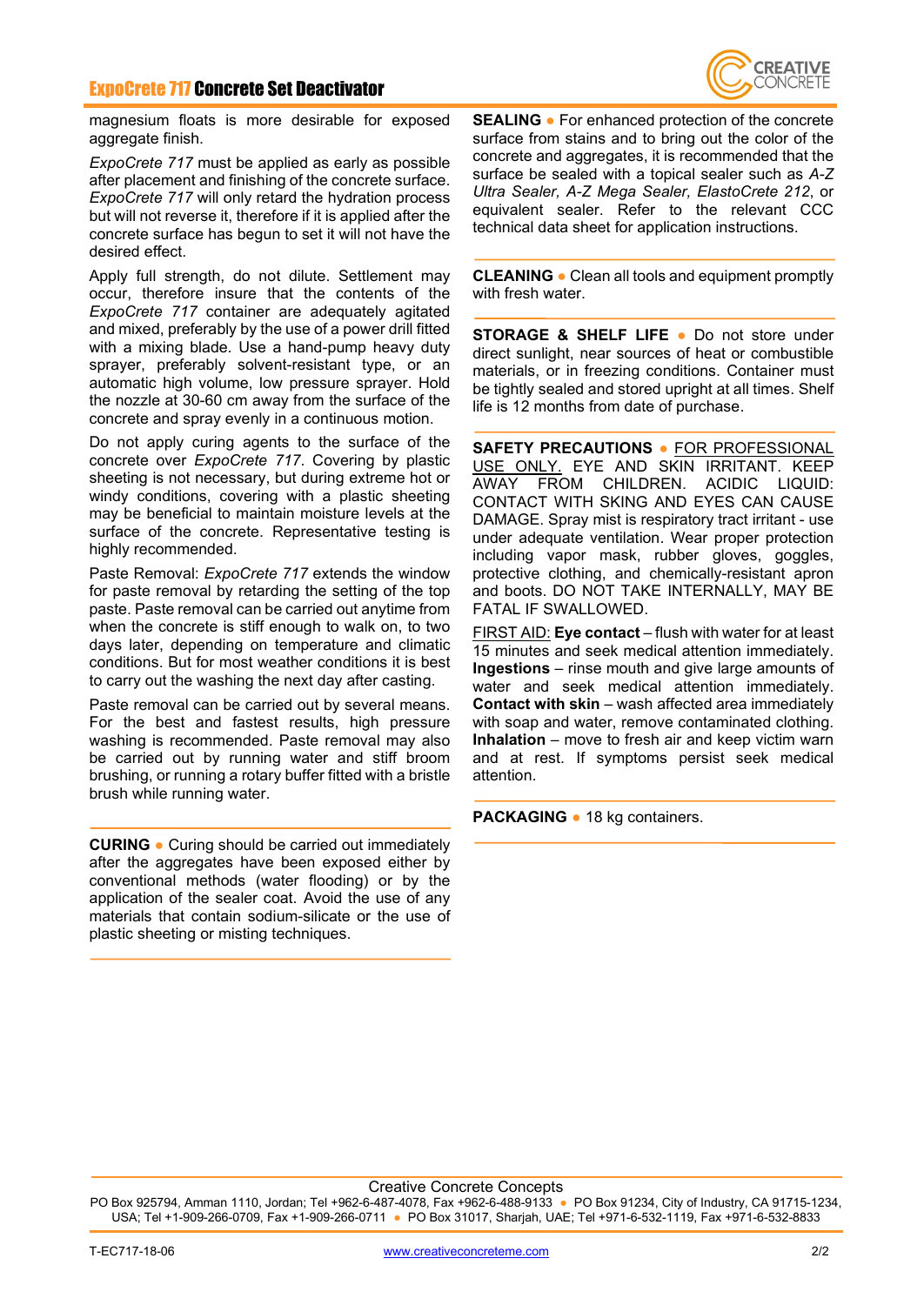magnesium floats is more desirable for exposed aggregate finish.

*ExpoCrete 717* must be applied as early as possible after placement and finishing of the concrete surface. *ExpoCrete 717* will only retard the hydration process but will not reverse it, therefore if it is applied after the concrete surface has begun to set it will not have the desired effect.

Apply full strength, do not dilute. Settlement may occur, therefore insure that the contents of the *ExpoCrete 717* container are adequately agitated and mixed, preferably by the use of a power drill fitted with a mixing blade. Use a hand-pump heavy duty sprayer, preferably solvent-resistant type, or an automatic high volume, low pressure sprayer. Hold the nozzle at 30-60 cm away from the surface of the concrete and spray evenly in a continuous motion.

Do not apply curing agents to the surface of the concrete over *ExpoCrete 717*. Covering by plastic sheeting is not necessary, but during extreme hot or windy conditions, covering with a plastic sheeting may be beneficial to maintain moisture levels at the surface of the concrete. Representative testing is highly recommended.

Paste Removal: *ExpoCrete 717* extends the window for paste removal by retarding the setting of the top paste. Paste removal can be carried out anytime from when the concrete is stiff enough to walk on, to two days later, depending on temperature and climatic conditions. But for most weather conditions it is best to carry out the washing the next day after casting.

Paste removal can be carried out by several means. For the best and fastest results, high pressure washing is recommended. Paste removal may also be carried out by running water and stiff broom brushing, or running a rotary buffer fitted with a bristle brush while running water.

**CURING** • Curing should be carried out immediately after the aggregates have been exposed either by conventional methods (water flooding) or by the application of the sealer coat. Avoid the use of any materials that contain sodium-silicate or the use of plastic sheeting or misting techniques.

**SEALING** • For enhanced protection of the concrete surface from stains and to bring out the color of the concrete and aggregates, it is recommended that the surface be sealed with a topical sealer such as *A-Z Ultra Sealer, A-Z Mega Sealer, ElastoCrete 212*, or equivalent sealer. Refer to the relevant CCC technical data sheet for application instructions.

**CLEANING** • Clean all tools and equipment promptly with fresh water.

**STORAGE & SHELF LIFE** • Do not store under direct sunlight, near sources of heat or combustible materials, or in freezing conditions. Container must be tightly sealed and stored upright at all times. Shelf life is 12 months from date of purchase.

**SAFETY PRECAUTIONS** • FOR PROFESSIONAL USE ONLY. EYE AND SKIN IRRITANT. KEEP AWAY FROM CHILDREN. ACIDIC LIQUID: CONTACT WITH SKING AND EYES CAN CAUSE DAMAGE. Spray mist is respiratory tract irritant - use under adequate ventilation. Wear proper protection including vapor mask, rubber gloves, goggles, protective clothing, and chemically-resistant apron and boots. DO NOT TAKE INTERNALLY, MAY BE FATAL IF SWALLOWED.

FIRST AID: **Eye contact** – flush with water for at least 15 minutes and seek medical attention immediately. **Ingestions** – rinse mouth and give large amounts of water and seek medical attention immediately. **Contact with skin** – wash affected area immediately with soap and water, remove contaminated clothing. **Inhalation** – move to fresh air and keep victim warn and at rest. If symptoms persist seek medical attention.

**PACKAGING** • 18 kg containers.

Creative Concrete Concepts

PO Box 925794, Amman 1110, Jordan; Tel +962-6-487-4078, Fax +962-6-488-9133 • PO Box 91234, City of Industry, CA 91715-1234, USA; Tel +1-909-266-0709, Fax +1-909-266-0711 • PO Box 31017, Sharjah, UAE; Tel +971-6-532-1119, Fax +971-6-532-8833

T-EC717-18-06 www.creativeconcreteme.com